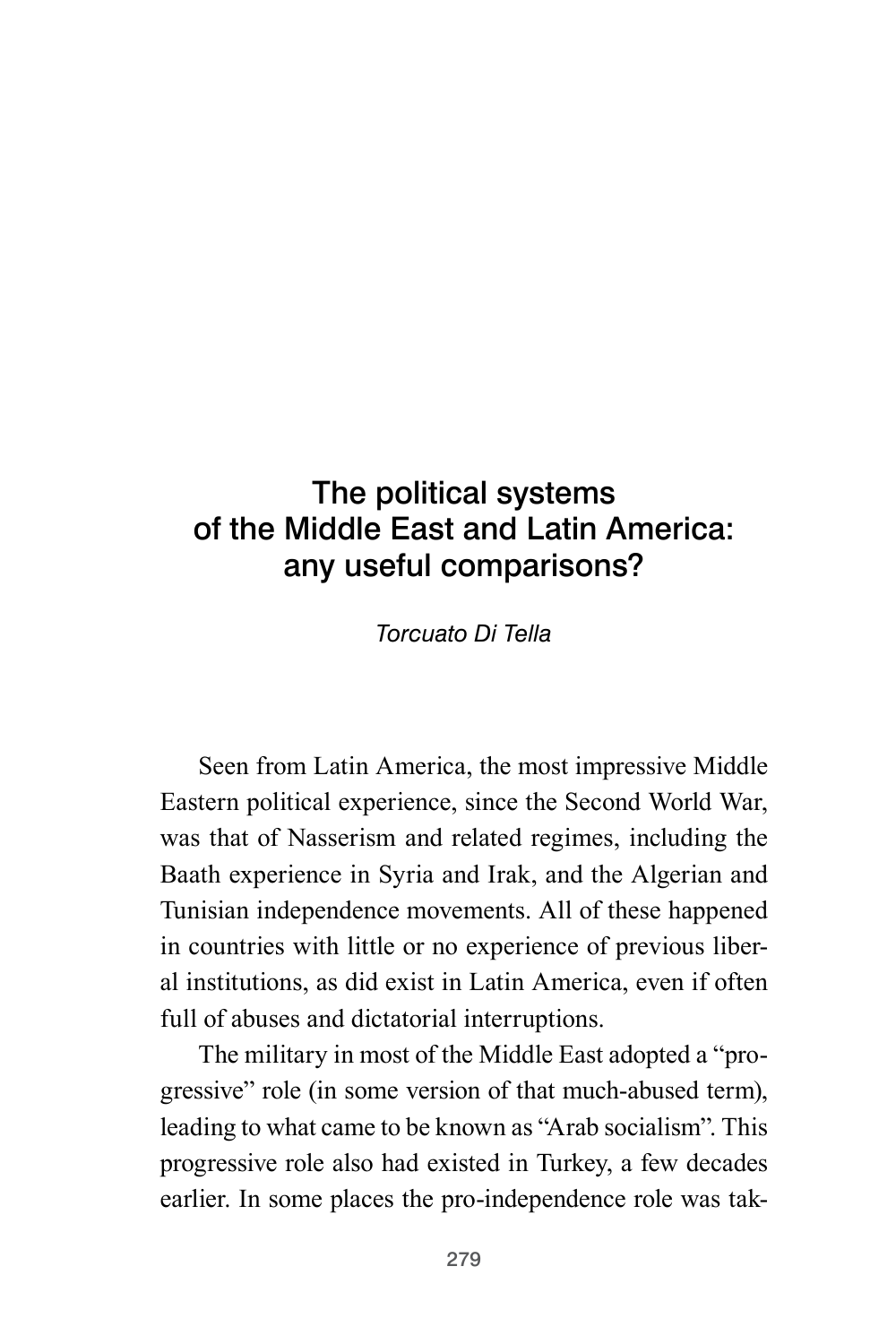# The political systems of the Middle East and Latin America: any useful comparisons?

*Torcuato Di Tella*

Seen from Latin America, the most impressive Middle Eastern political experience, since the Second World War, was that of Nasserism and related regimes, including the Baath experience in Syria and Irak, and the Algerian and Tunisian independence movements. All of these happened in countries with little or no experience of previous liberal institutions, as did exist in Latin America, even if often full of abuses and dictatorial interruptions.

The military in most of the Middle East adopted a "progressive" role (in some version of that much-abused term), leading to what came to be known as "Arab socialism". This progressive role also had existed in Turkey, a few decades earlier. In some places the pro-independence role was tak-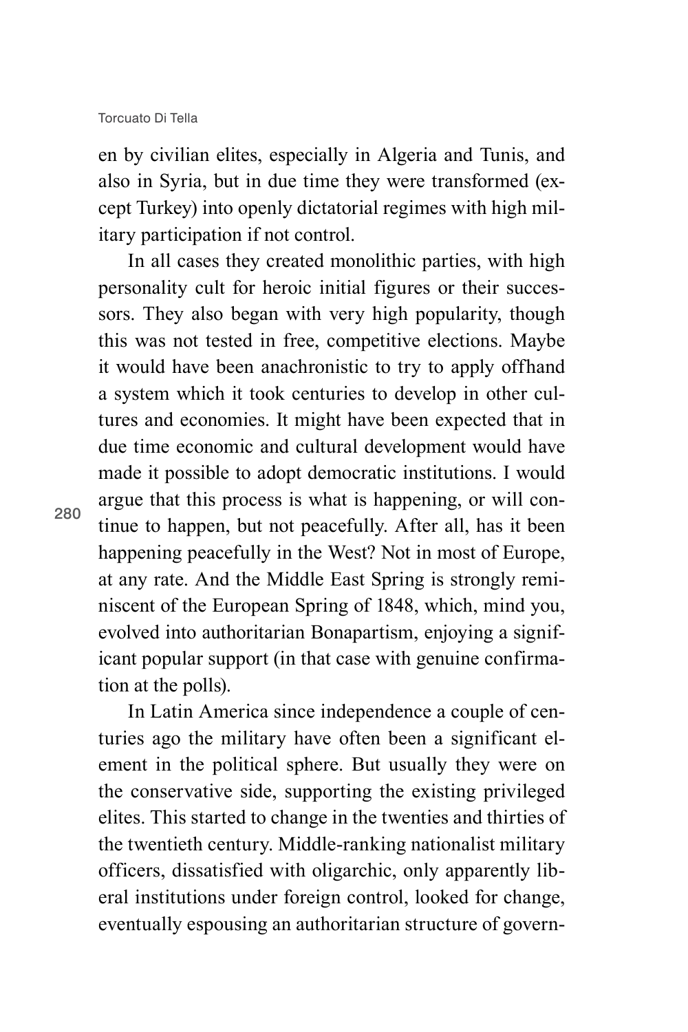en by civilian elites, especially in Algeria and Tunis, and also in Syria, but in due time they were transformed (except Turkey) into openly dictatorial regimes with high military participation if not control.

In all cases they created monolithic parties, with high personality cult for heroic initial figures or their successors. They also began with very high popularity, though this was not tested in free, competitive elections. Maybe it would have been anachronistic to try to apply offhand a system which it took centuries to develop in other cultures and economies. It might have been expected that in due time economic and cultural development would have made it possible to adopt democratic institutions. I would argue that this process is what is happening, or will continue to happen, but not peacefully. After all, has it been happening peacefully in the West? Not in most of Europe, at any rate. And the Middle East Spring is strongly reminiscent of the European Spring of 1848, which, mind you, evolved into authoritarian Bonapartism, enjoying a significant popular support (in that case with genuine confirmation at the polls).

In Latin America since independence a couple of centuries ago the military have often been a significant element in the political sphere. But usually they were on the conservative side, supporting the existing privileged elites. This started to change in the twenties and thirties of the twentieth century. Middle-ranking nationalist military officers, dissatisfied with oligarchic, only apparently liberal institutions under foreign control, looked for change, eventually espousing an authoritarian structure of govern-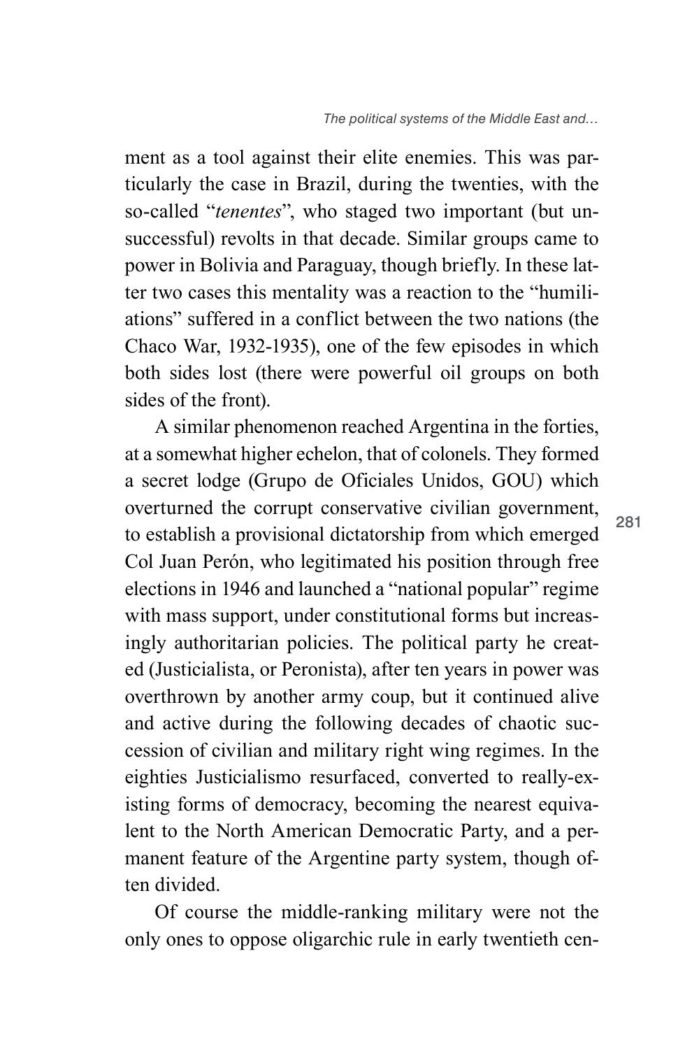ment as a tool against their elite enemies. This was particularly the case in Brazil, during the twenties, with the so-called "*tenentes*", who staged two important (but unsuccessful) revolts in that decade. Similar groups came to power in Bolivia and Paraguay, though briefly. In these latter two cases this mentality was a reaction to the "humiliations" suffered in a conflict between the two nations (the Chaco War, 1932-1935), one of the few episodes in which both sides lost (there were powerful oil groups on both sides of the front).

A similar phenomenon reached Argentina in the forties, at a somewhat higher echelon, that of colonels. They formed a secret lodge (Grupo de Oficiales Unidos, GOU) which overturned the corrupt conservative civilian government, to establish a provisional dictatorship from which emerged Col Juan Perón, who legitimated his position through free elections in 1946 and launched a "national popular" regime with mass support, under constitutional forms but increasingly authoritarian policies. The political party he created (Justicialista, or Peronista), after ten years in power was overthrown by another army coup, but it continued alive and active during the following decades of chaotic succession of civilian and military right wing regimes. In the eighties Justicialismo resurfaced, converted to really-existing forms of democracy, becoming the nearest equivalent to the North American Democratic Party, and a permanent feature of the Argentine party system, though often divided.

Of course the middle-ranking military were not the only ones to oppose oligarchic rule in early twentieth cen-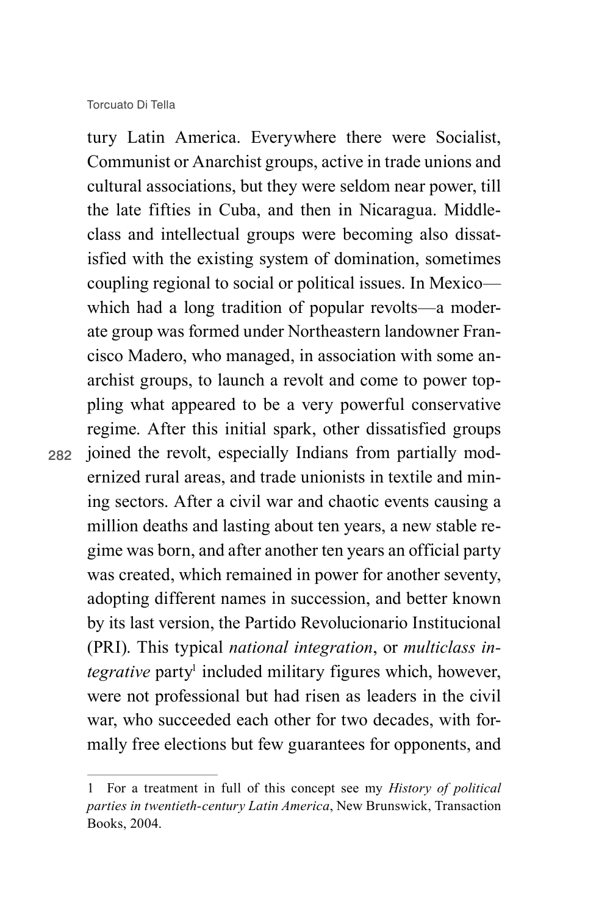tury Latin America. Everywhere there were Socialist, Communist or Anarchist groups, active in trade unions and cultural associations, but they were seldom near power, till the late fifties in Cuba, and then in Nicaragua. Middle-class and intellectual groups were becoming also dissatisfied with the existing system of domination, sometimes coupling regional to social or political issues. In Mexico—which had a long tradition of popular revolts—a moderate group was formed under Northeastern landowner Francisco Madero, who managed, in association with some anarchist groups, to launch a revolt and come to power toppling what appeared to be a very powerful conservative regime. After this initial spark, other dissatisfied groups joined the revolt, especially Indians from partially modernized rural areas, and trade unionists in textile and mining sectors. After a civil war and chaotic events causing a million deaths and lasting about ten years, a new stable regime was born, and after another ten years an official party was created, which remained in power for another seventy, adopting different names in succession, and better known by its last version, the Partido Revolucionario Institucional (PRI). This typical *national integration*, or *multiclass integrative* party[1] included military figures which, however, were not professional but had risen as leaders in the civil war, who succeeded each other for two decades, with formally free elections but few guarantees for opponents, and

---

1 For a treatment in full of this concept see my *History of political parties in twentieth-century Latin America*, New Brunswick, Transaction Books, 2004.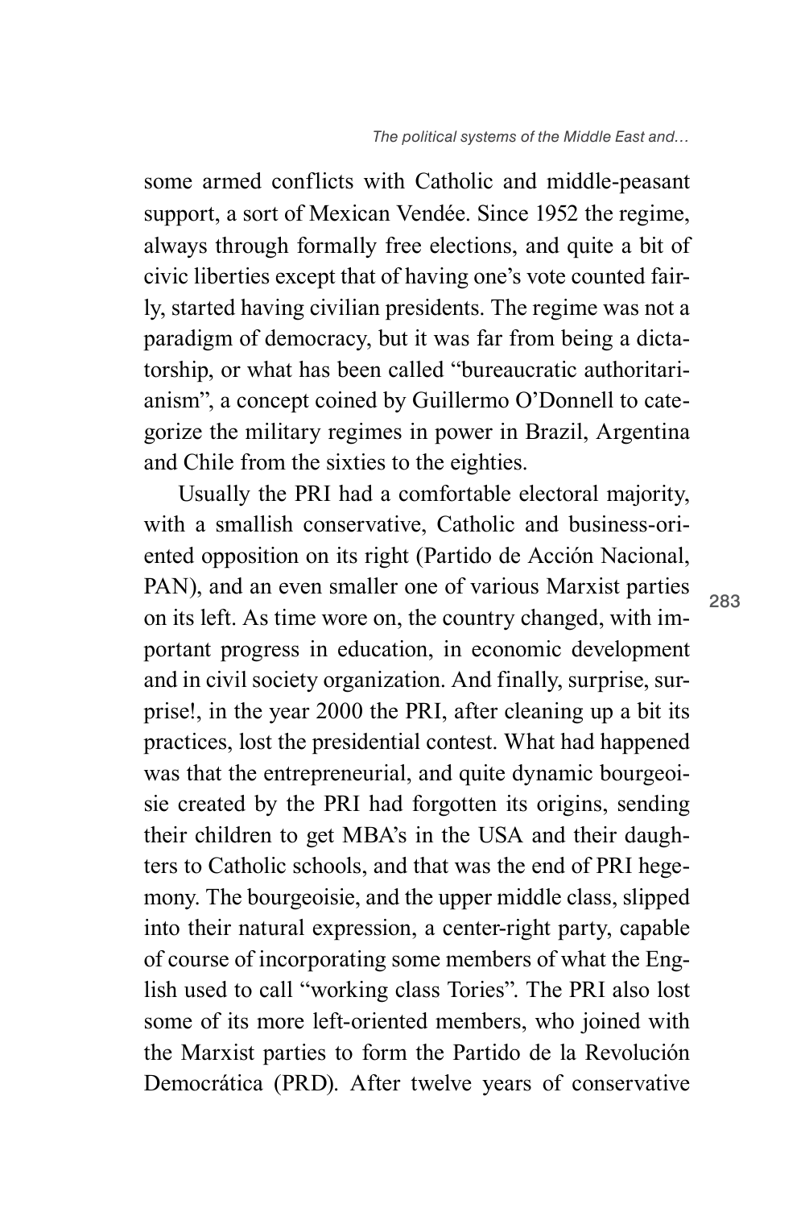some armed conflicts with Catholic and middle-peasant support, a sort of Mexican Vendée. Since 1952 the regime, always through formally free elections, and quite a bit of civic liberties except that of having one's vote counted fairly, started having civilian presidents. The regime was not a paradigm of democracy, but it was far from being a dictatorship, or what has been called "bureaucratic authoritarianism", a concept coined by Guillermo O'Donnell to categorize the military regimes in power in Brazil, Argentina and Chile from the sixties to the eighties.

Usually the PRI had a comfortable electoral majority, with a smallish conservative, Catholic and business-oriented opposition on its right (Partido de Acción Nacional, PAN), and an even smaller one of various Marxist parties on its left. As time wore on, the country changed, with important progress in education, in economic development and in civil society organization. And finally, surprise, surprise!, in the year 2000 the PRI, after cleaning up a bit its practices, lost the presidential contest. What had happened was that the entrepreneurial, and quite dynamic bourgeoisie created by the PRI had forgotten its origins, sending their children to get MBA's in the USA and their daughters to Catholic schools, and that was the end of PRI hegemony. The bourgeoisie, and the upper middle class, slipped into their natural expression, a center-right party, capable of course of incorporating some members of what the English used to call "working class Tories". The PRI also lost some of its more left-oriented members, who joined with the Marxist parties to form the Partido de la Revolución Democrática (PRD). After twelve years of conservative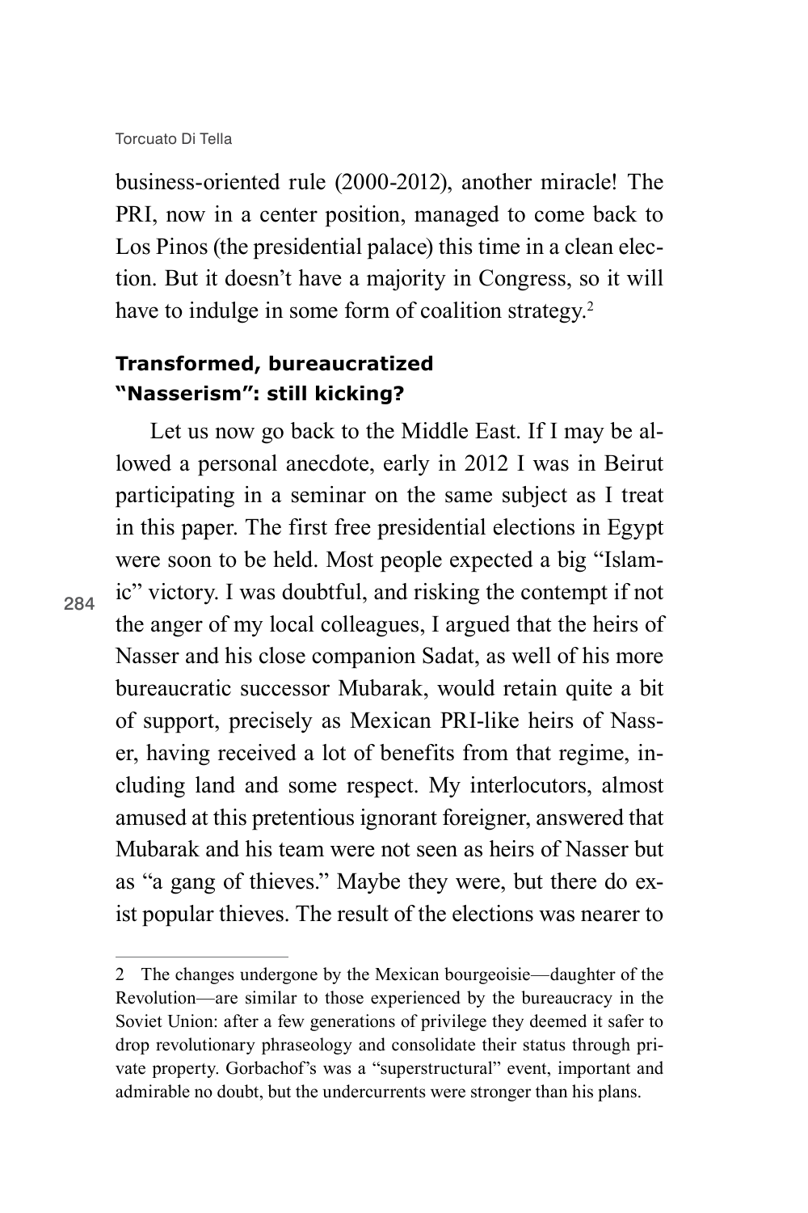business-oriented rule (2000-2012), another miracle! The PRI, now in a center position, managed to come back to Los Pinos (the presidential palace) this time in a clean election. But it doesn't have a majority in Congress, so it will have to indulge in some form of coalition strategy.[2]

## Transformed, bureaucratized "Nasserism": still kicking?

Let us now go back to the Middle East. If I may be allowed a personal anecdote, early in 2012 I was in Beirut participating in a seminar on the same subject as I treat in this paper. The first free presidential elections in Egypt were soon to be held. Most people expected a big "Islamic" victory. I was doubtful, and risking the contempt if not the anger of my local colleagues, I argued that the heirs of Nasser and his close companion Sadat, as well of his more bureaucratic successor Mubarak, would retain quite a bit of support, precisely as Mexican PRI-like heirs of Nasser, having received a lot of benefits from that regime, including land and some respect. My interlocutors, almost amused at this pretentious ignorant foreigner, answered that Mubarak and his team were not seen as heirs of Nasser but as "a gang of thieves." Maybe they were, but there do exist popular thieves. The result of the elections was nearer to

---

2 The changes undergone by the Mexican bourgeoisie—daughter of the Revolution—are similar to those experienced by the bureaucracy in the Soviet Union: after a few generations of privilege they deemed it safer to drop revolutionary phraseology and consolidate their status through private property. Gorbachof's was a "superstructural" event, important and admirable no doubt, but the undercurrents were stronger than his plans.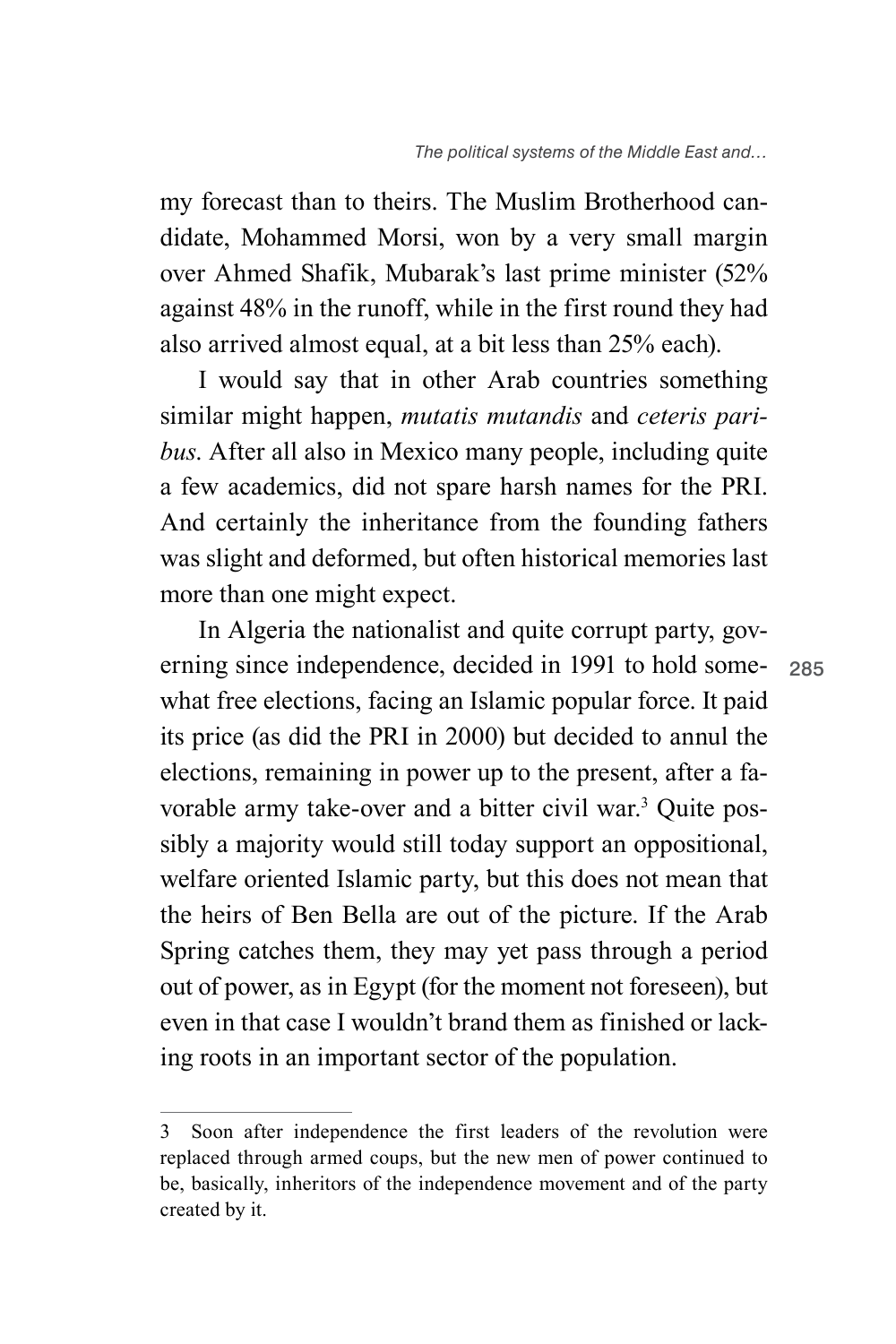my forecast than to theirs. The Muslim Brotherhood candidate, Mohammed Morsi, won by a very small margin over Ahmed Shafik, Mubarak's last prime minister (52% against 48% in the runoff, while in the first round they had also arrived almost equal, at a bit less than 25% each).

I would say that in other Arab countries something similar might happen, *mutatis mutandis* and *ceteris paribus*. After all also in Mexico many people, including quite a few academics, did not spare harsh names for the PRI. And certainly the inheritance from the founding fathers was slight and deformed, but often historical memories last more than one might expect.

In Algeria the nationalist and quite corrupt party, governing since independence, decided in 1991 to hold somewhat free elections, facing an Islamic popular force. It paid its price (as did the PRI in 2000) but decided to annul the elections, remaining in power up to the present, after a favorable army take-over and a bitter civil war.[3] Quite possibly a majority would still today support an oppositional, welfare oriented Islamic party, but this does not mean that the heirs of Ben Bella are out of the picture. If the Arab Spring catches them, they may yet pass through a period out of power, as in Egypt (for the moment not foreseen), but even in that case I wouldn't brand them as finished or lacking roots in an important sector of the population.

---

3 Soon after independence the first leaders of the revolution were replaced through armed coups, but the new men of power continued to be, basically, inheritors of the independence movement and of the party created by it.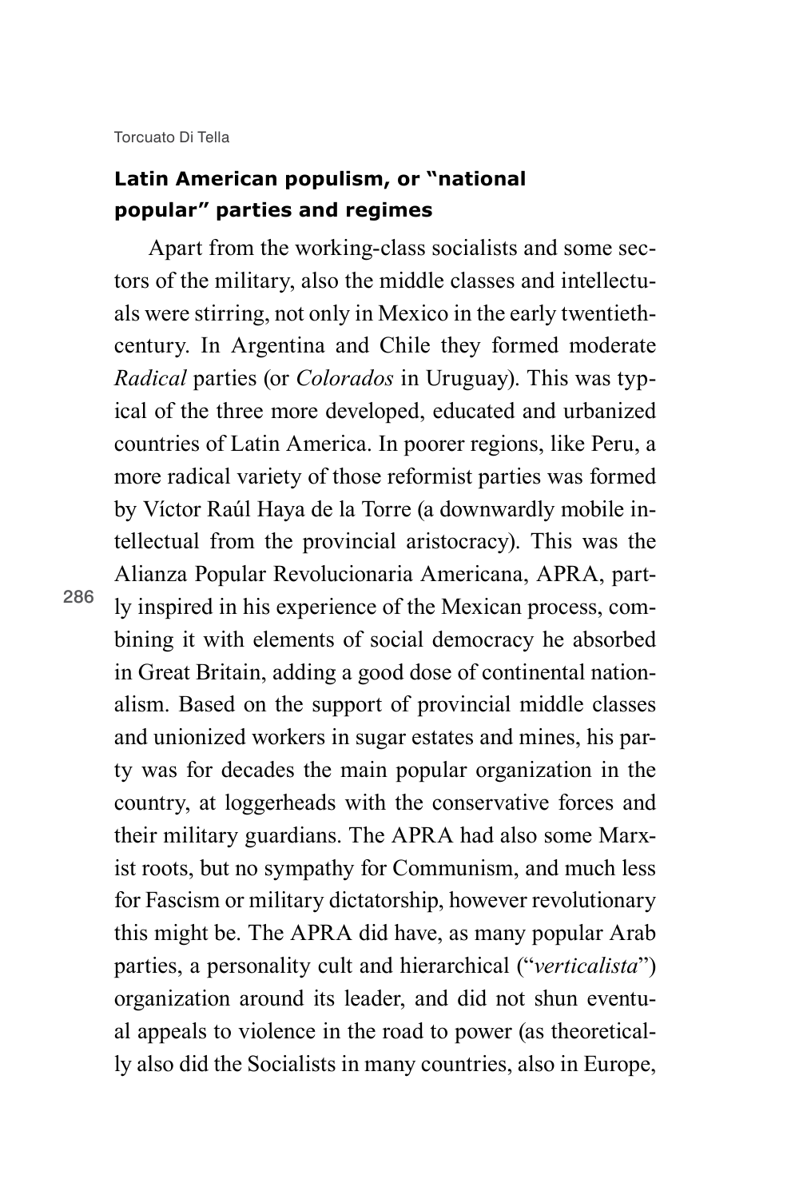## Latin American populism, or "national popular" parties and regimes

Apart from the working-class socialists and some sectors of the military, also the middle classes and intellectuals were stirring, not only in Mexico in the early twentieth-century. In Argentina and Chile they formed moderate *Radical* parties (or *Colorados* in Uruguay). This was typical of the three more developed, educated and urbanized countries of Latin America. In poorer regions, like Peru, a more radical variety of those reformist parties was formed by Víctor Raúl Haya de la Torre (a downwardly mobile intellectual from the provincial aristocracy). This was the Alianza Popular Revolucionaria Americana, APRA, partly inspired in his experience of the Mexican process, combining it with elements of social democracy he absorbed in Great Britain, adding a good dose of continental nationalism. Based on the support of provincial middle classes and unionized workers in sugar estates and mines, his party was for decades the main popular organization in the country, at loggerheads with the conservative forces and their military guardians. The APRA had also some Marxist roots, but no sympathy for Communism, and much less for Fascism or military dictatorship, however revolutionary this might be. The APRA did have, as many popular Arab parties, a personality cult and hierarchical ("*verticalista*") organization around its leader, and did not shun eventual appeals to violence in the road to power (as theoretically also did the Socialists in many countries, also in Europe,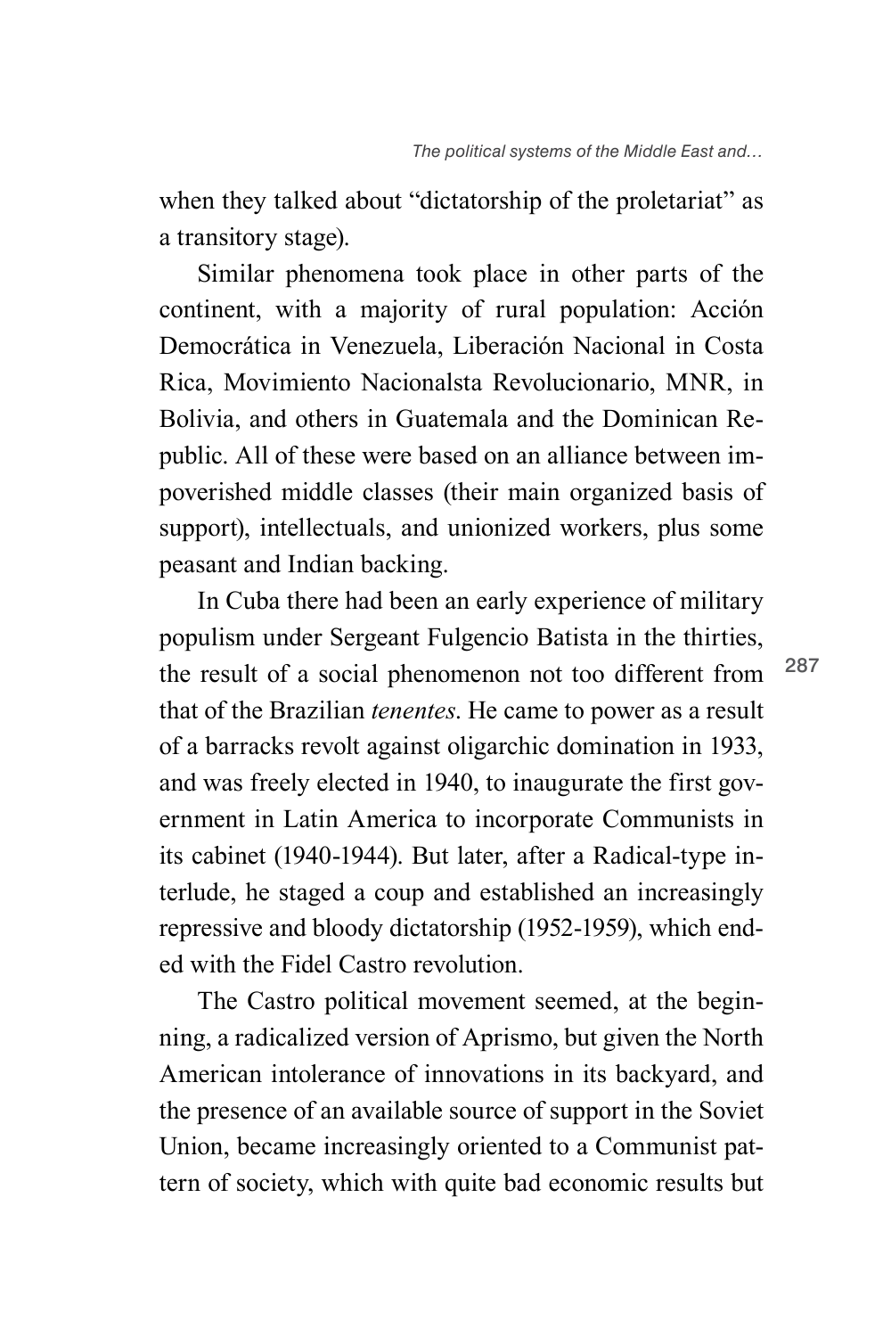when they talked about "dictatorship of the proletariat" as a transitory stage).

Similar phenomena took place in other parts of the continent, with a majority of rural population: Acción Democrática in Venezuela, Liberación Nacional in Costa Rica, Movimiento Nacionalsta Revolucionario, MNR, in Bolivia, and others in Guatemala and the Dominican Republic. All of these were based on an alliance between impoverished middle classes (their main organized basis of support), intellectuals, and unionized workers, plus some peasant and Indian backing.

In Cuba there had been an early experience of military populism under Sergeant Fulgencio Batista in the thirties, the result of a social phenomenon not too different from that of the Brazilian *tenentes*. He came to power as a result of a barracks revolt against oligarchic domination in 1933, and was freely elected in 1940, to inaugurate the first government in Latin America to incorporate Communists in its cabinet (1940-1944). But later, after a Radical-type interlude, he staged a coup and established an increasingly repressive and bloody dictatorship (1952-1959), which ended with the Fidel Castro revolution.

The Castro political movement seemed, at the beginning, a radicalized version of Aprismo, but given the North American intolerance of innovations in its backyard, and the presence of an available source of support in the Soviet Union, became increasingly oriented to a Communist pattern of society, which with quite bad economic results but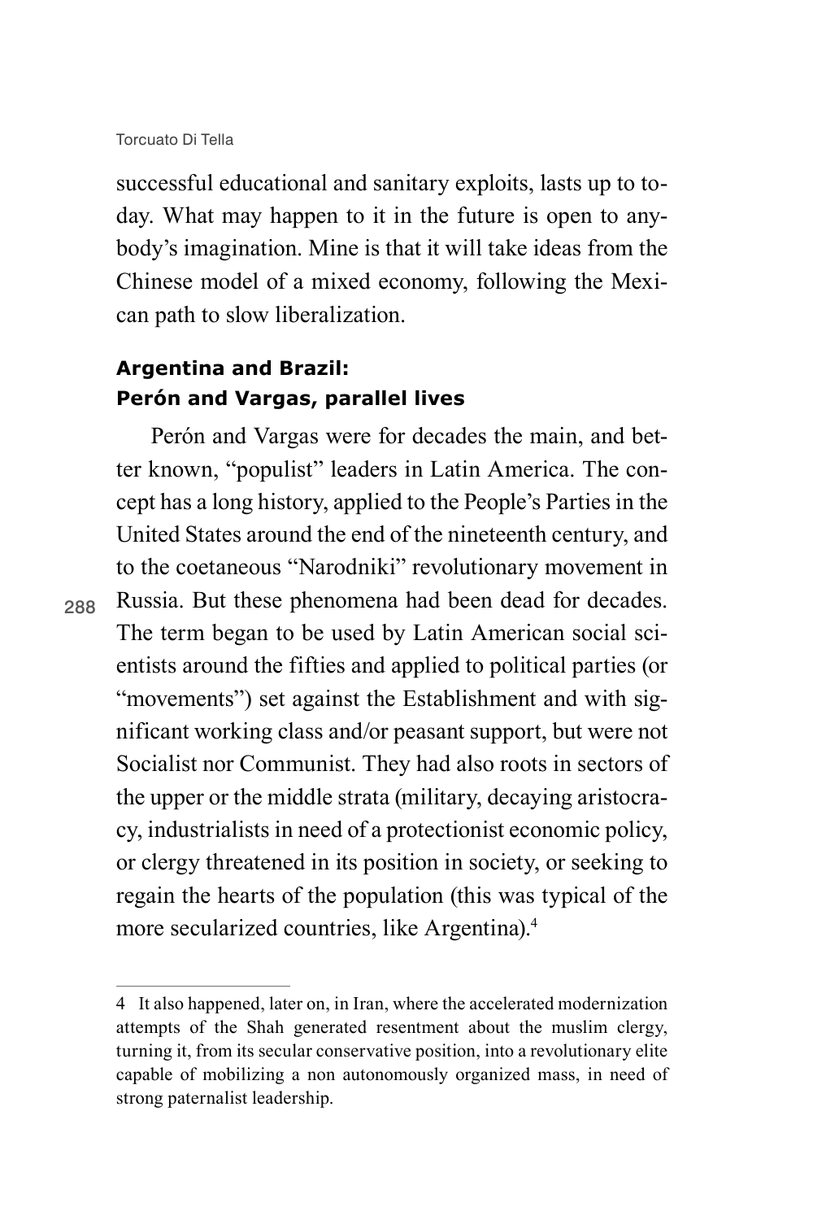successful educational and sanitary exploits, lasts up to today. What may happen to it in the future is open to anybody's imagination. Mine is that it will take ideas from the Chinese model of a mixed economy, following the Mexican path to slow liberalization.

### Argentina and Brazil: Perón and Vargas, parallel lives

Perón and Vargas were for decades the main, and better known, "populist" leaders in Latin America. The concept has a long history, applied to the People's Parties in the United States around the end of the nineteenth century, and to the coetaneous "Narodniki" revolutionary movement in Russia. But these phenomena had been dead for decades. The term began to be used by Latin American social scientists around the fifties and applied to political parties (or "movements") set against the Establishment and with significant working class and/or peasant support, but were not Socialist nor Communist. They had also roots in sectors of the upper or the middle strata (military, decaying aristocracy, industrialists in need of a protectionist economic policy, or clergy threatened in its position in society, or seeking to regain the hearts of the population (this was typical of the more secularized countries, like Argentina).[4]

---

[4] It also happened, later on, in Iran, where the accelerated modernization attempts of the Shah generated resentment about the muslim clergy, turning it, from its secular conservative position, into a revolutionary elite capable of mobilizing a non autonomously organized mass, in need of strong paternalist leadership.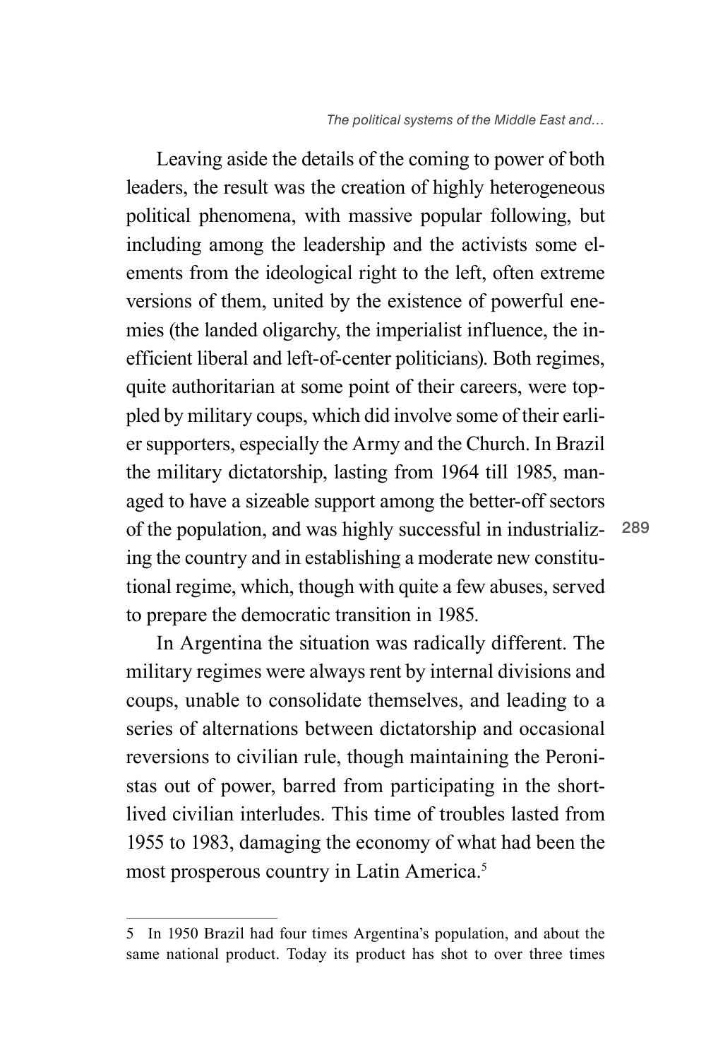Leaving aside the details of the coming to power of both leaders, the result was the creation of highly heterogeneous political phenomena, with massive popular following, but including among the leadership and the activists some elements from the ideological right to the left, often extreme versions of them, united by the existence of powerful enemies (the landed oligarchy, the imperialist influence, the inefficient liberal and left-of-center politicians). Both regimes, quite authoritarian at some point of their careers, were toppled by military coups, which did involve some of their earlier supporters, especially the Army and the Church. In Brazil the military dictatorship, lasting from 1964 till 1985, managed to have a sizeable support among the better-off sectors of the population, and was highly successful in industrializing the country and in establishing a moderate new constitutional regime, which, though with quite a few abuses, served to prepare the democratic transition in 1985.

In Argentina the situation was radically different. The military regimes were always rent by internal divisions and coups, unable to consolidate themselves, and leading to a series of alternations between dictatorship and occasional reversions to civilian rule, though maintaining the Peronistas out of power, barred from participating in the short-lived civilian interludes. This time of troubles lasted from 1955 to 1983, damaging the economy of what had been the most prosperous country in Latin America.[5]

---

5 In 1950 Brazil had four times Argentina's population, and about the same national product. Today its product has shot to over three times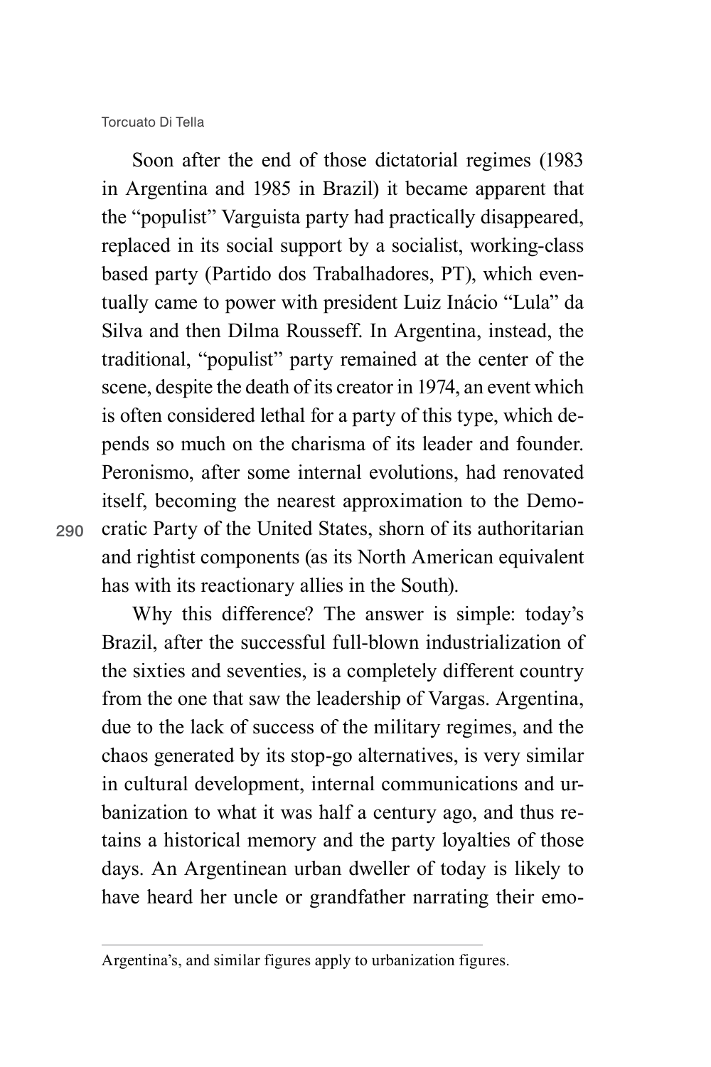Soon after the end of those dictatorial regimes (1983 in Argentina and 1985 in Brazil) it became apparent that the "populist" Varguista party had practically disappeared, replaced in its social support by a socialist, working-class based party (Partido dos Trabalhadores, PT), which eventually came to power with president Luiz Inácio "Lula" da Silva and then Dilma Rousseff. In Argentina, instead, the traditional, "populist" party remained at the center of the scene, despite the death of its creator in 1974, an event which is often considered lethal for a party of this type, which depends so much on the charisma of its leader and founder. Peronismo, after some internal evolutions, had renovated itself, becoming the nearest approximation to the Democratic Party of the United States, shorn of its authoritarian and rightist components (as its North American equivalent has with its reactionary allies in the South).

Why this difference? The answer is simple: today's Brazil, after the successful full-blown industrialization of the sixties and seventies, is a completely different country from the one that saw the leadership of Vargas. Argentina, due to the lack of success of the military regimes, and the chaos generated by its stop-go alternatives, is very similar in cultural development, internal communications and urbanization to what it was half a century ago, and thus retains a historical memory and the party loyalties of those days. An Argentinean urban dweller of today is likely to have heard her uncle or grandfather narrating their emo-

---

Argentina's, and similar figures apply to urbanization figures.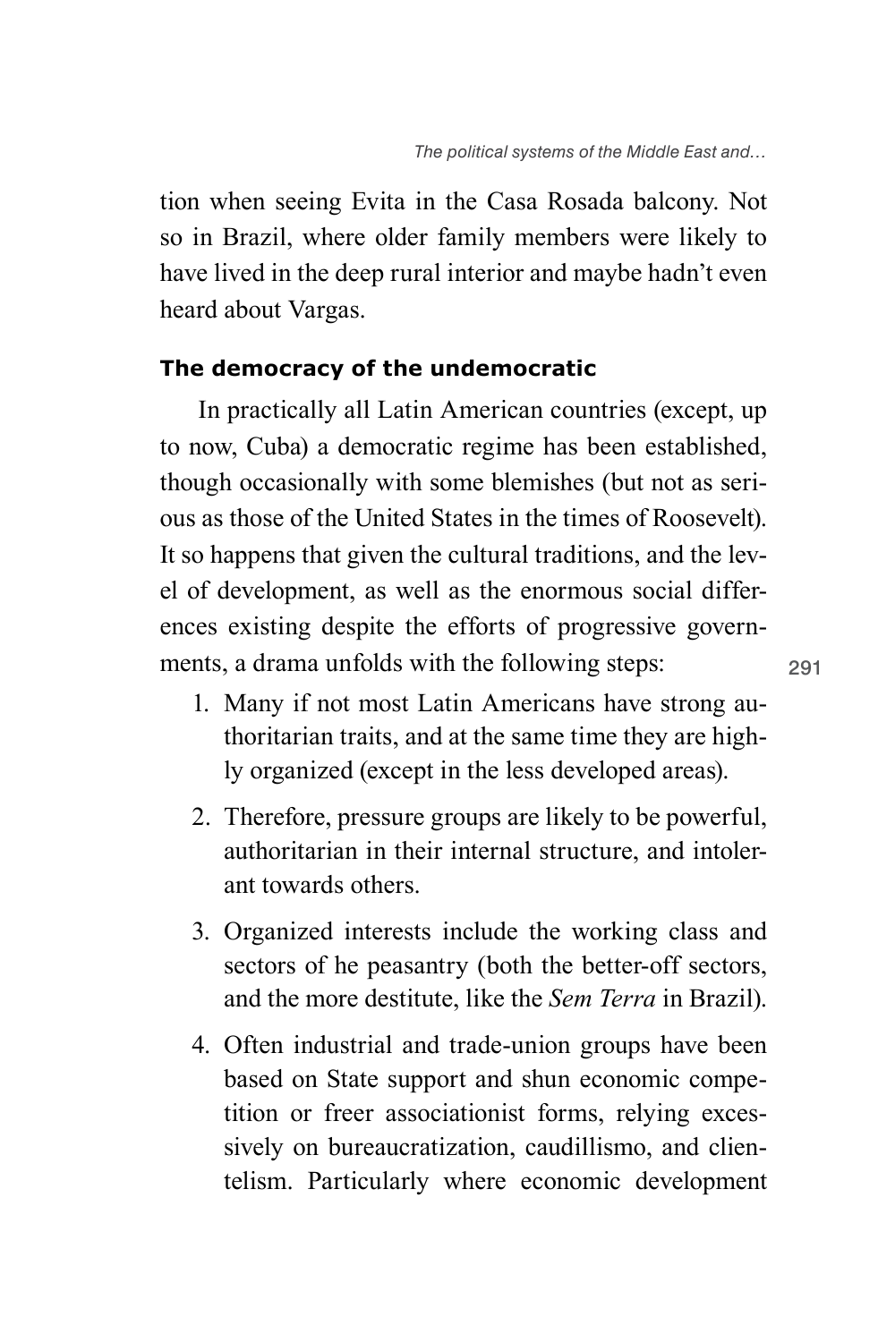tion when seeing Evita in the Casa Rosada balcony. Not so in Brazil, where older family members were likely to have lived in the deep rural interior and maybe hadn't even heard about Vargas.

### The democracy of the undemocratic

In practically all Latin American countries (except, up to now, Cuba) a democratic regime has been established, though occasionally with some blemishes (but not as serious as those of the United States in the times of Roosevelt). It so happens that given the cultural traditions, and the level of development, as well as the enormous social differences existing despite the efforts of progressive governments, a drama unfolds with the following steps:

1. Many if not most Latin Americans have strong authoritarian traits, and at the same time they are highly organized (except in the less developed areas).
2. Therefore, pressure groups are likely to be powerful, authoritarian in their internal structure, and intolerant towards others.
3. Organized interests include the working class and sectors of he peasantry (both the better-off sectors, and the more destitute, like the *Sem Terra* in Brazil).
4. Often industrial and trade-union groups have been based on State support and shun economic competition or freer associationist forms, relying excessively on bureaucratization, caudillismo, and clientelism. Particularly where economic development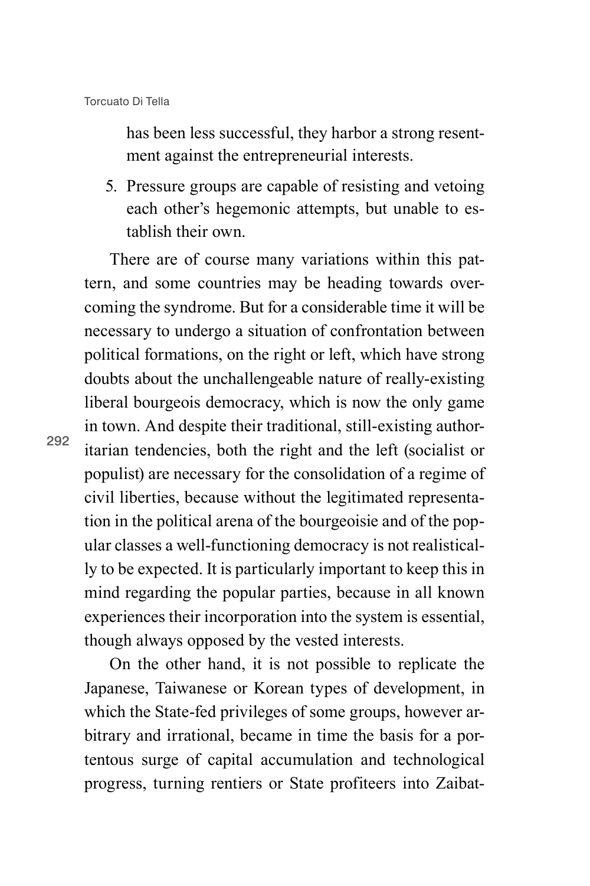has been less successful, they harbor a strong resentment against the entrepreneurial interests.

5. Pressure groups are capable of resisting and vetoing each other's hegemonic attempts, but unable to establish their own.

There are of course many variations within this pattern, and some countries may be heading towards overcoming the syndrome. But for a considerable time it will be necessary to undergo a situation of confrontation between political formations, on the right or left, which have strong doubts about the unchallengeable nature of really-existing liberal bourgeois democracy, which is now the only game in town. And despite their traditional, still-existing authoritarian tendencies, both the right and the left (socialist or populist) are necessary for the consolidation of a regime of civil liberties, because without the legitimated representation in the political arena of the bourgeoisie and of the popular classes a well-functioning democracy is not realistically to be expected. It is particularly important to keep this in mind regarding the popular parties, because in all known experiences their incorporation into the system is essential, though always opposed by the vested interests.

On the other hand, it is not possible to replicate the Japanese, Taiwanese or Korean types of development, in which the State-fed privileges of some groups, however arbitrary and irrational, became in time the basis for a portentous surge of capital accumulation and technological progress, turning rentiers or State profiteers into Zaibat-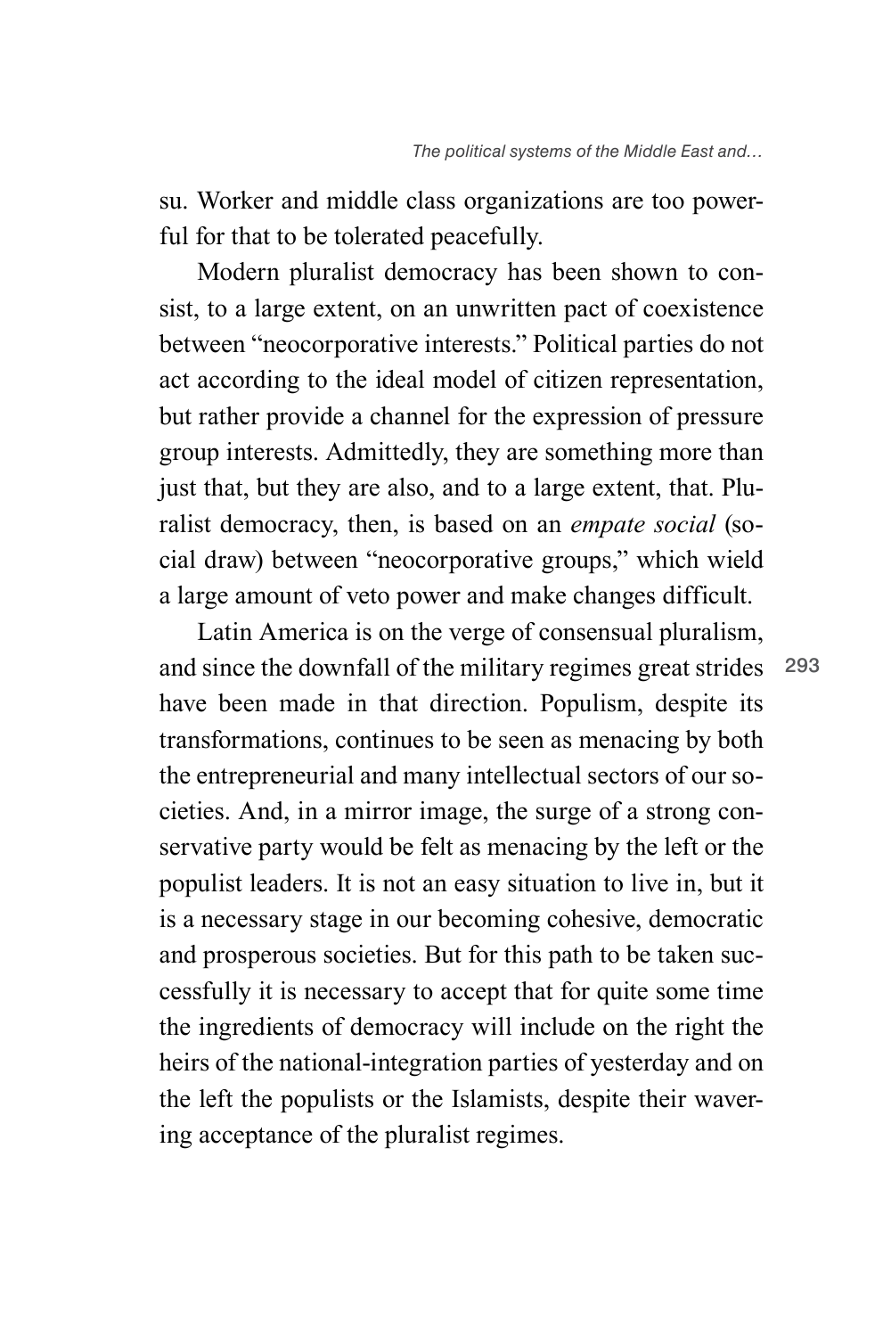su. Worker and middle class organizations are too powerful for that to be tolerated peacefully.

Modern pluralist democracy has been shown to consist, to a large extent, on an unwritten pact of coexistence between "neocorporative interests." Political parties do not act according to the ideal model of citizen representation, but rather provide a channel for the expression of pressure group interests. Admittedly, they are something more than just that, but they are also, and to a large extent, that. Pluralist democracy, then, is based on an *empate social* (social draw) between "neocorporative groups," which wield a large amount of veto power and make changes difficult.

Latin America is on the verge of consensual pluralism, and since the downfall of the military regimes great strides have been made in that direction. Populism, despite its transformations, continues to be seen as menacing by both the entrepreneurial and many intellectual sectors of our societies. And, in a mirror image, the surge of a strong conservative party would be felt as menacing by the left or the populist leaders. It is not an easy situation to live in, but it is a necessary stage in our becoming cohesive, democratic and prosperous societies. But for this path to be taken successfully it is necessary to accept that for quite some time the ingredients of democracy will include on the right the heirs of the national-integration parties of yesterday and on the left the populists or the Islamists, despite their wavering acceptance of the pluralist regimes.